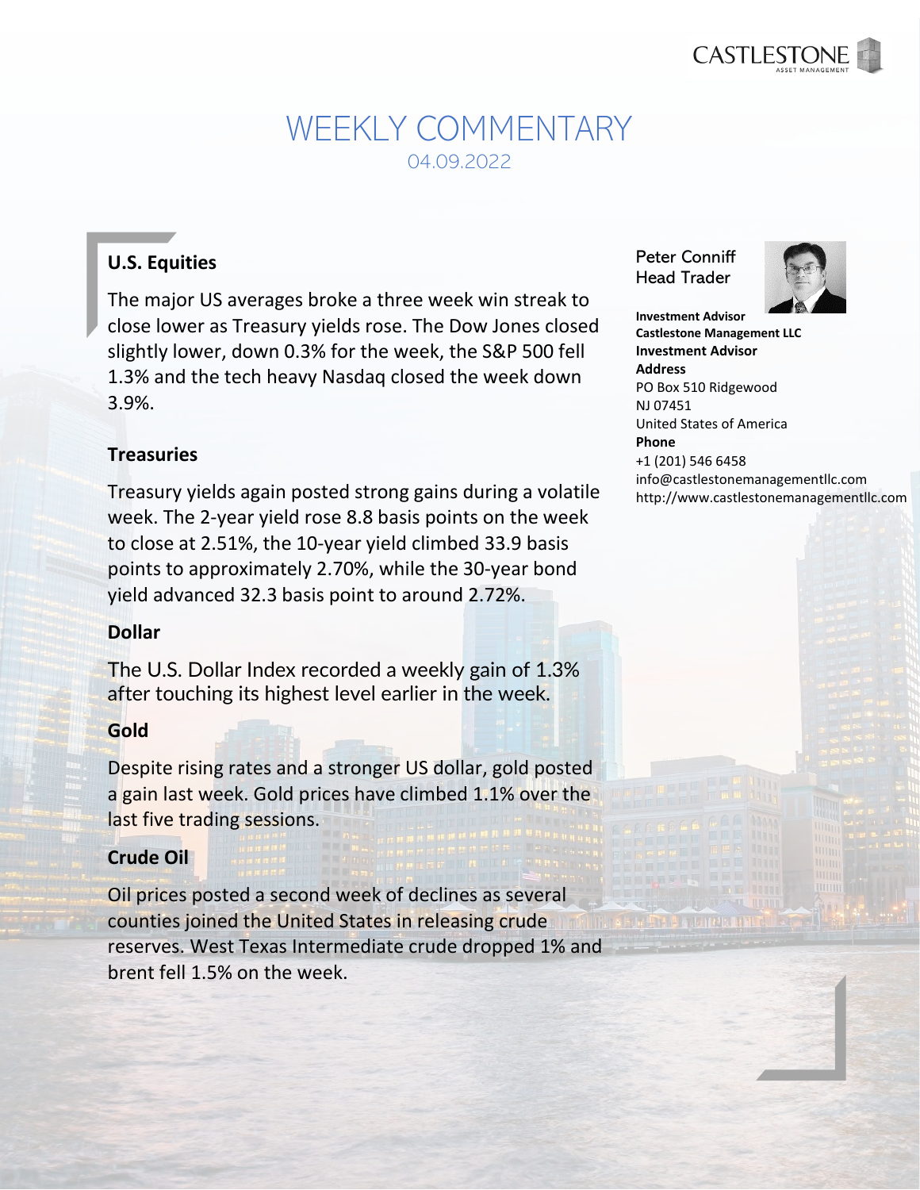CASTLESTONE
ASSET MANAGEMENT

# WEEKLY COMMENTARY

04.09.2022

Peter Conniff
Head Trader

**Investment Advisor**
**Castlestone Management LLC**
**Investment Advisor**
**Address**
PO Box 510 Ridgewood
NJ 07451
United States of America
**Phone**
+1 (201) 546 6458
info@castlestonemanagementllc.com
http://www.castlestonemanagementllc.com

## U.S. Equities

The major US averages broke a three week win streak to close lower as Treasury yields rose. The Dow Jones closed slightly lower, down 0.3% for the week, the S&P 500 fell 1.3% and the tech heavy Nasdaq closed the week down 3.9%.

## Treasuries

Treasury yields again posted strong gains during a volatile week. The 2-year yield rose 8.8 basis points on the week to close at 2.51%, the 10-year yield climbed 33.9 basis points to approximately 2.70%, while the 30-year bond yield advanced 32.3 basis point to around 2.72%.

## Dollar

The U.S. Dollar Index recorded a weekly gain of 1.3% after touching its highest level earlier in the week.

## Gold

Despite rising rates and a stronger US dollar, gold posted a gain last week. Gold prices have climbed 1.1% over the last five trading sessions.

## Crude Oil

Oil prices posted a second week of declines as several counties joined the United States in releasing crude reserves. West Texas Intermediate crude dropped 1% and brent fell 1.5% on the week.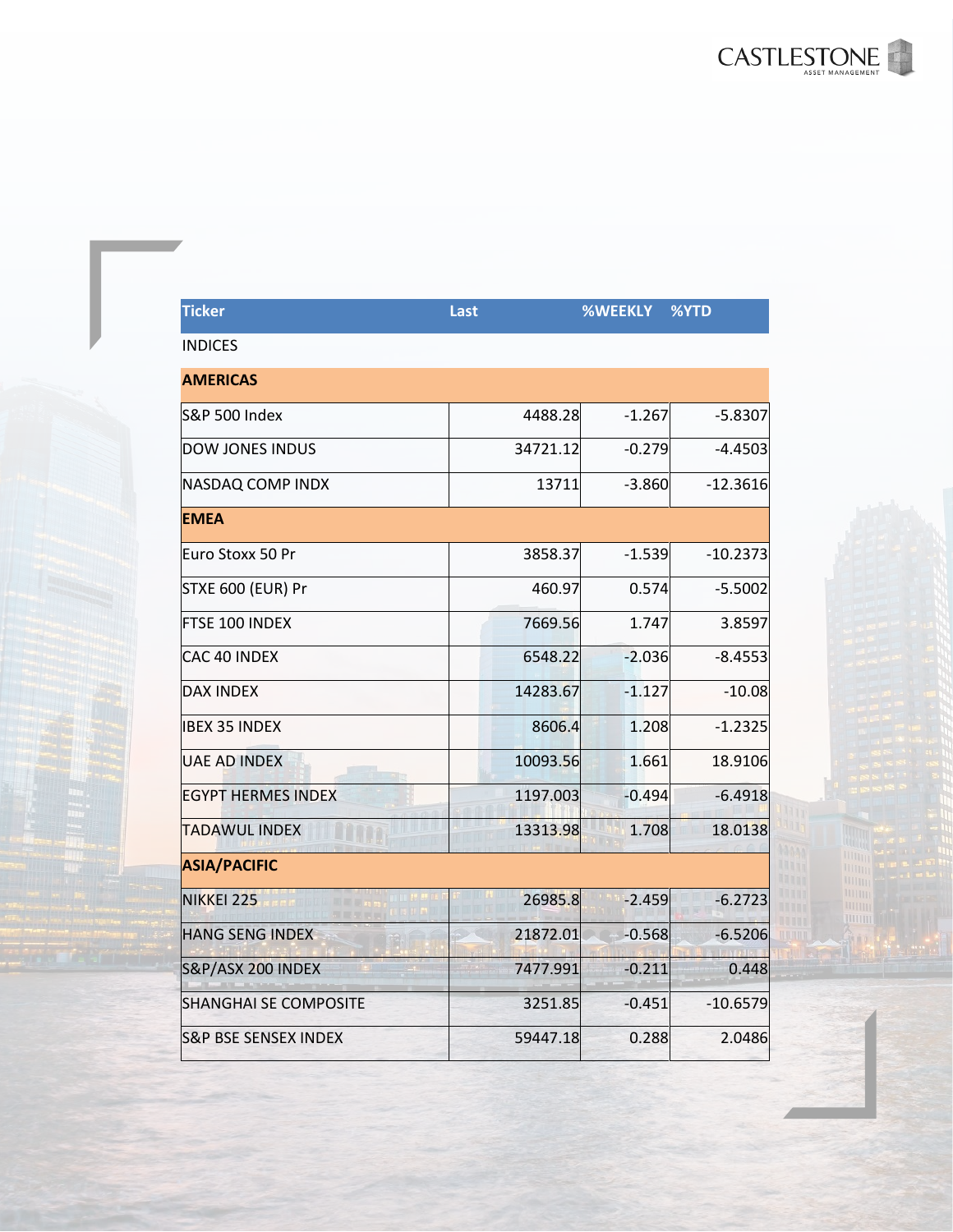| Ticker | Last | %WEEKLY | %YTD |
|---|---|---|---|
| INDICES | | | |
| **AMERICAS** | | | |
| S&P 500 Index | 4488.28 | -1.267 | -5.8307 |
| DOW JONES INDUS | 34721.12 | -0.279 | -4.4503 |
| NASDAQ COMP INDX | 13711 | -3.860 | -12.3616 |
| **EMEA** | | | |
| Euro Stoxx 50 Pr | 3858.37 | -1.539 | -10.2373 |
| STXE 600 (EUR) Pr | 460.97 | 0.574 | -5.5002 |
| FTSE 100 INDEX | 7669.56 | 1.747 | 3.8597 |
| CAC 40 INDEX | 6548.22 | -2.036 | -8.4553 |
| DAX INDEX | 14283.67 | -1.127 | -10.08 |
| IBEX 35 INDEX | 8606.4 | 1.208 | -1.2325 |
| UAE AD INDEX | 10093.56 | 1.661 | 18.9106 |
| EGYPT HERMES INDEX | 1197.003 | -0.494 | -6.4918 |
| TADAWUL INDEX | 13313.98 | 1.708 | 18.0138 |
| **ASIA/PACIFIC** | | | |
| NIKKEI 225 | 26985.8 | -2.459 | -6.2723 |
| HANG SENG INDEX | 21872.01 | -0.568 | -6.5206 |
| S&P/ASX 200 INDEX | 7477.991 | -0.211 | 0.448 |
| SHANGHAI SE COMPOSITE | 3251.85 | -0.451 | -10.6579 |
| S&P BSE SENSEX INDEX | 59447.18 | 0.288 | 2.0486 |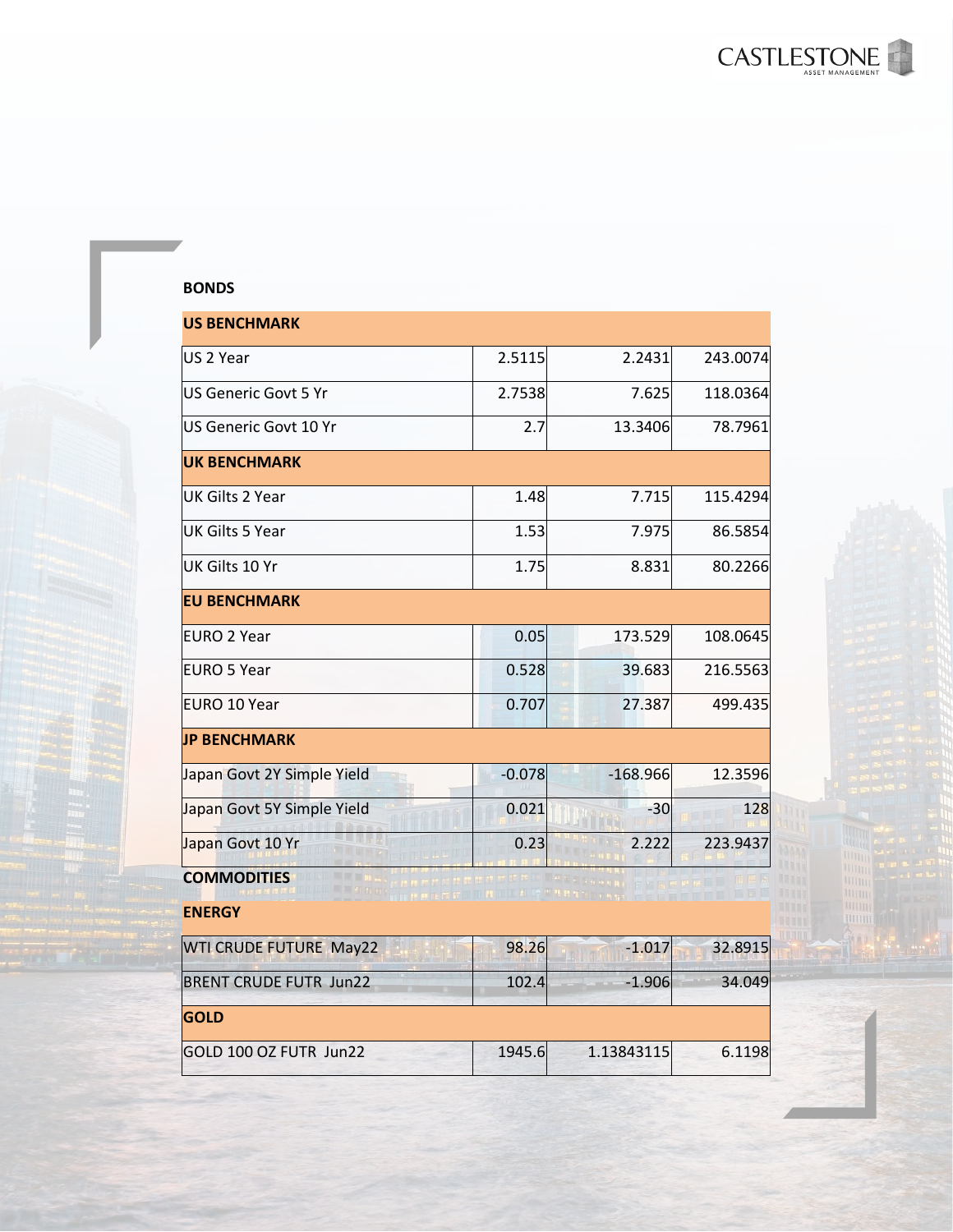**BONDS**

| | | | |
|---|---|---|---|
| **US BENCHMARK** | | | |
| US 2 Year | 2.5115 | 2.2431 | 243.0074 |
| US Generic Govt 5 Yr | 2.7538 | 7.625 | 118.0364 |
| US Generic Govt 10 Yr | 2.7 | 13.3406 | 78.7961 |
| **UK BENCHMARK** | | | |
| UK Gilts 2 Year | 1.48 | 7.715 | 115.4294 |
| UK Gilts 5 Year | 1.53 | 7.975 | 86.5854 |
| UK Gilts 10 Yr | 1.75 | 8.831 | 80.2266 |
| **EU BENCHMARK** | | | |
| EURO 2 Year | 0.05 | 173.529 | 108.0645 |
| EURO 5 Year | 0.528 | 39.683 | 216.5563 |
| EURO 10 Year | 0.707 | 27.387 | 499.435 |
| **JP BENCHMARK** | | | |
| Japan Govt 2Y Simple Yield | -0.078 | -168.966 | 12.3596 |
| Japan Govt 5Y Simple Yield | 0.021 | -30 | 128 |
| Japan Govt 10 Yr | 0.23 | 2.222 | 223.9437 |

**COMMODITIES**

| | | | |
|---|---|---|---|
| **ENERGY** | | | |
| WTI CRUDE FUTURE May22 | 98.26 | -1.017 | 32.8915 |
| BRENT CRUDE FUTR Jun22 | 102.4 | -1.906 | 34.049 |
| **GOLD** | | | |
| GOLD 100 OZ FUTR Jun22 | 1945.6 | 1.13843115 | 6.1198 |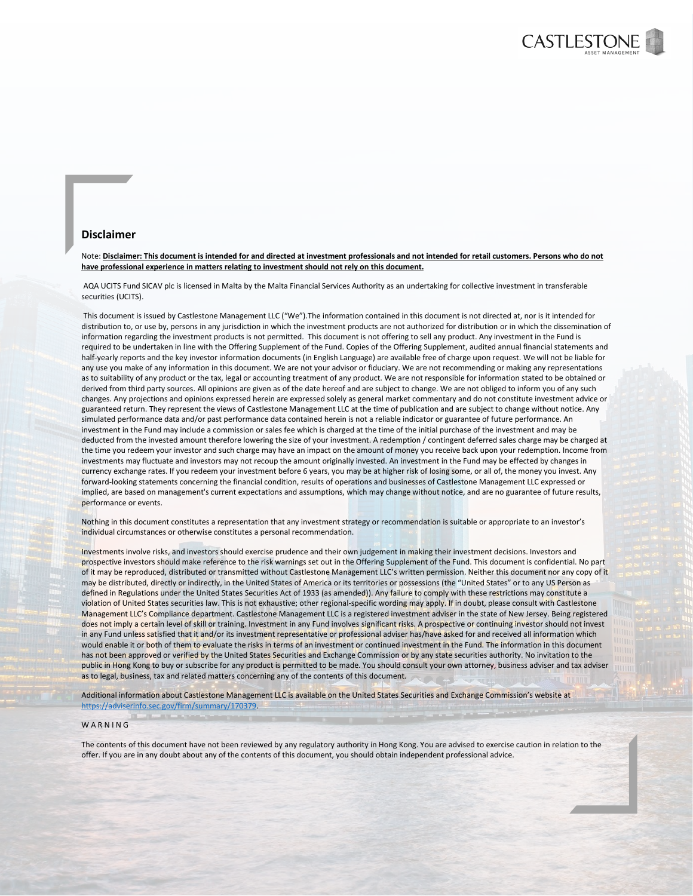## Disclaimer

Note: **Disclaimer: This document is intended for and directed at investment professionals and not intended for retail customers. Persons who do not have professional experience in matters relating to investment should not rely on this document.**

AQA UCITS Fund SICAV plc is licensed in Malta by the Malta Financial Services Authority as an undertaking for collective investment in transferable securities (UCITS).

This document is issued by Castlestone Management LLC ("We").The information contained in this document is not directed at, nor is it intended for distribution to, or use by, persons in any jurisdiction in which the investment products are not authorized for distribution or in which the dissemination of information regarding the investment products is not permitted. This document is not offering to sell any product. Any investment in the Fund is required to be undertaken in line with the Offering Supplement of the Fund. Copies of the Offering Supplement, audited annual financial statements and half-yearly reports and the key investor information documents (in English Language) are available free of charge upon request. We will not be liable for any use you make of any information in this document. We are not your advisor or fiduciary. We are not recommending or making any representations as to suitability of any product or the tax, legal or accounting treatment of any product. We are not responsible for information stated to be obtained or derived from third party sources. All opinions are given as of the date hereof and are subject to change. We are not obliged to inform you of any such changes. Any projections and opinions expressed herein are expressed solely as general market commentary and do not constitute investment advice or guaranteed return. They represent the views of Castlestone Management LLC at the time of publication and are subject to change without notice. Any simulated performance data and/or past performance data contained herein is not a reliable indicator or guarantee of future performance. An investment in the Fund may include a commission or sales fee which is charged at the time of the initial purchase of the investment and may be deducted from the invested amount therefore lowering the size of your investment. A redemption / contingent deferred sales charge may be charged at the time you redeem your investor and such charge may have an impact on the amount of money you receive back upon your redemption. Income from investments may fluctuate and investors may not recoup the amount originally invested. An investment in the Fund may be effected by changes in currency exchange rates. If you redeem your investment before 6 years, you may be at higher risk of losing some, or all of, the money you invest. Any forward-looking statements concerning the financial condition, results of operations and businesses of Castlestone Management LLC expressed or implied, are based on management's current expectations and assumptions, which may change without notice, and are no guarantee of future results, performance or events.

Nothing in this document constitutes a representation that any investment strategy or recommendation is suitable or appropriate to an investor's individual circumstances or otherwise constitutes a personal recommendation.

Investments involve risks, and investors should exercise prudence and their own judgement in making their investment decisions. Investors and prospective investors should make reference to the risk warnings set out in the Offering Supplement of the Fund. This document is confidential. No part of it may be reproduced, distributed or transmitted without Castlestone Management LLC's written permission. Neither this document nor any copy of it may be distributed, directly or indirectly, in the United States of America or its territories or possessions (the "United States" or to any US Person as defined in Regulations under the United States Securities Act of 1933 (as amended)). Any failure to comply with these restrictions may constitute a violation of United States securities law. This is not exhaustive; other regional-specific wording may apply. If in doubt, please consult with Castlestone Management LLC's Compliance department. Castlestone Management LLC is a registered investment adviser in the state of New Jersey. Being registered does not imply a certain level of skill or training. Investment in any Fund involves significant risks. A prospective or continuing investor should not invest in any Fund unless satisfied that it and/or its investment representative or professional adviser has/have asked for and received all information which would enable it or both of them to evaluate the risks in terms of an investment or continued investment in the Fund. The information in this document has not been approved or verified by the United States Securities and Exchange Commission or by any state securities authority. No invitation to the public in Hong Kong to buy or subscribe for any product is permitted to be made. You should consult your own attorney, business adviser and tax adviser as to legal, business, tax and related matters concerning any of the contents of this document.

Additional information about Castlestone Management LLC is available on the United States Securities and Exchange Commission's website at https://adviserinfo.sec.gov/firm/summary/170379.

W A R N I N G

The contents of this document have not been reviewed by any regulatory authority in Hong Kong. You are advised to exercise caution in relation to the offer. If you are in any doubt about any of the contents of this document, you should obtain independent professional advice.